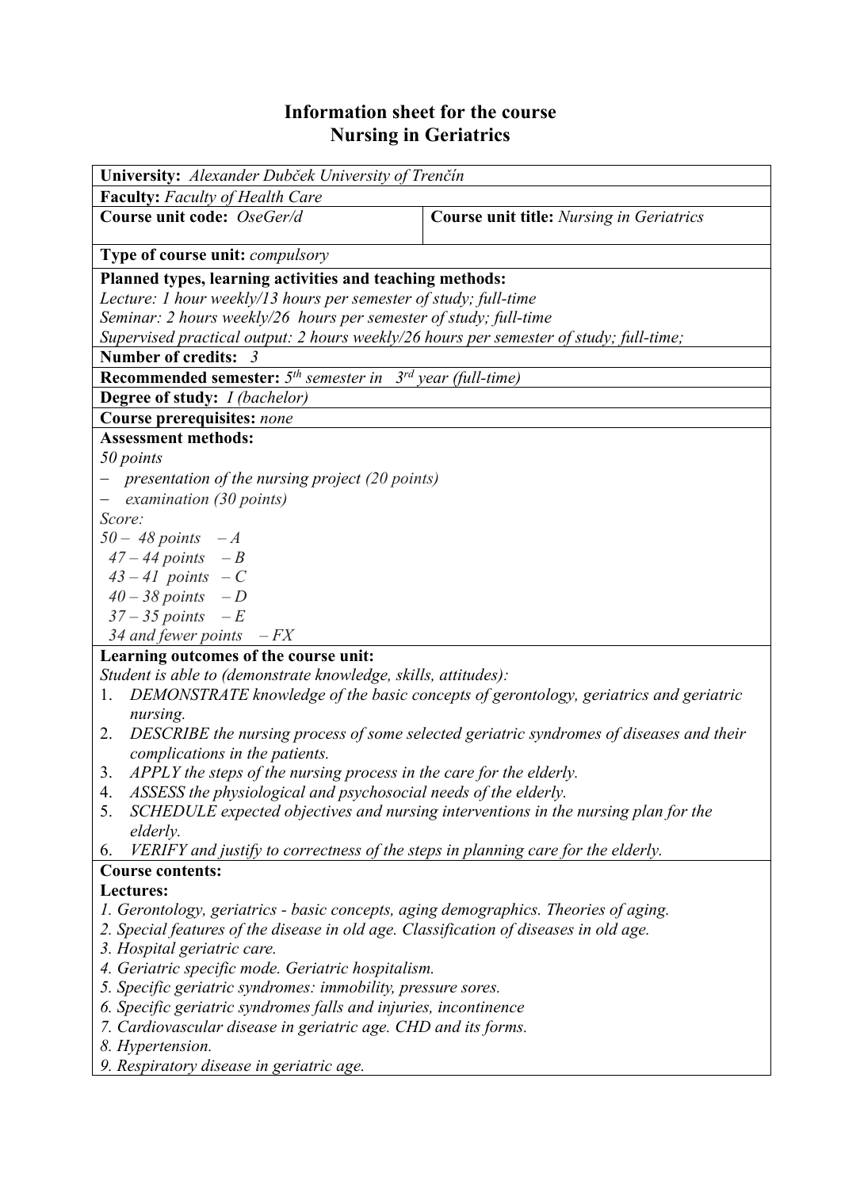# Information sheet for the course
# Nursing in Geriatrics

**University:** *Alexander Dubček University of Trenčín*

**Faculty:** *Faculty of Health Care*

| **Course unit code:** *OseGer/d* | **Course unit title:** *Nursing in Geriatrics* |
|---|---|

**Type of course unit:** *compulsory*

**Planned types, learning activities and teaching methods:**
*Lecture: 1 hour weekly/13 hours per semester of study; full-time*
*Seminar: 2 hours weekly/26 hours per semester of study; full-time*
*Supervised practical output: 2 hours weekly/26 hours per semester of study; full-time;*

**Number of credits:** *3*

**Recommended semester:** *5th semester in 3rd year (full-time)*

**Degree of study:** *I (bachelor)*

**Course prerequisites:** *none*

**Assessment methods:**
*50 points*
- *presentation of the nursing project (20 points)*
- *examination (30 points)*

*Score:*
*50 – 48 points – A*
*47 – 44 points – B*
*43 – 41 points – C*
*40 – 38 points – D*
*37 – 35 points – E*
*34 and fewer points – FX*

**Learning outcomes of the course unit:**
*Student is able to (demonstrate knowledge, skills, attitudes):*
1. *DEMONSTRATE knowledge of the basic concepts of gerontology, geriatrics and geriatric nursing.*
2. *DESCRIBE the nursing process of some selected geriatric syndromes of diseases and their complications in the patients.*
3. *APPLY the steps of the nursing process in the care for the elderly.*
4. *ASSESS the physiological and psychosocial needs of the elderly.*
5. *SCHEDULE expected objectives and nursing interventions in the nursing plan for the elderly.*
6. *VERIFY and justify to correctness of the steps in planning care for the elderly.*

**Course contents:**

**Lectures:**
*1. Gerontology, geriatrics - basic concepts, aging demographics. Theories of aging.*
*2. Special features of the disease in old age. Classification of diseases in old age.*
*3. Hospital geriatric care.*
*4. Geriatric specific mode. Geriatric hospitalism.*
*5. Specific geriatric syndromes: immobility, pressure sores.*
*6. Specific geriatric syndromes falls and injuries, incontinence*
*7. Cardiovascular disease in geriatric age. CHD and its forms.*
*8. Hypertension.*
*9. Respiratory disease in geriatric age.*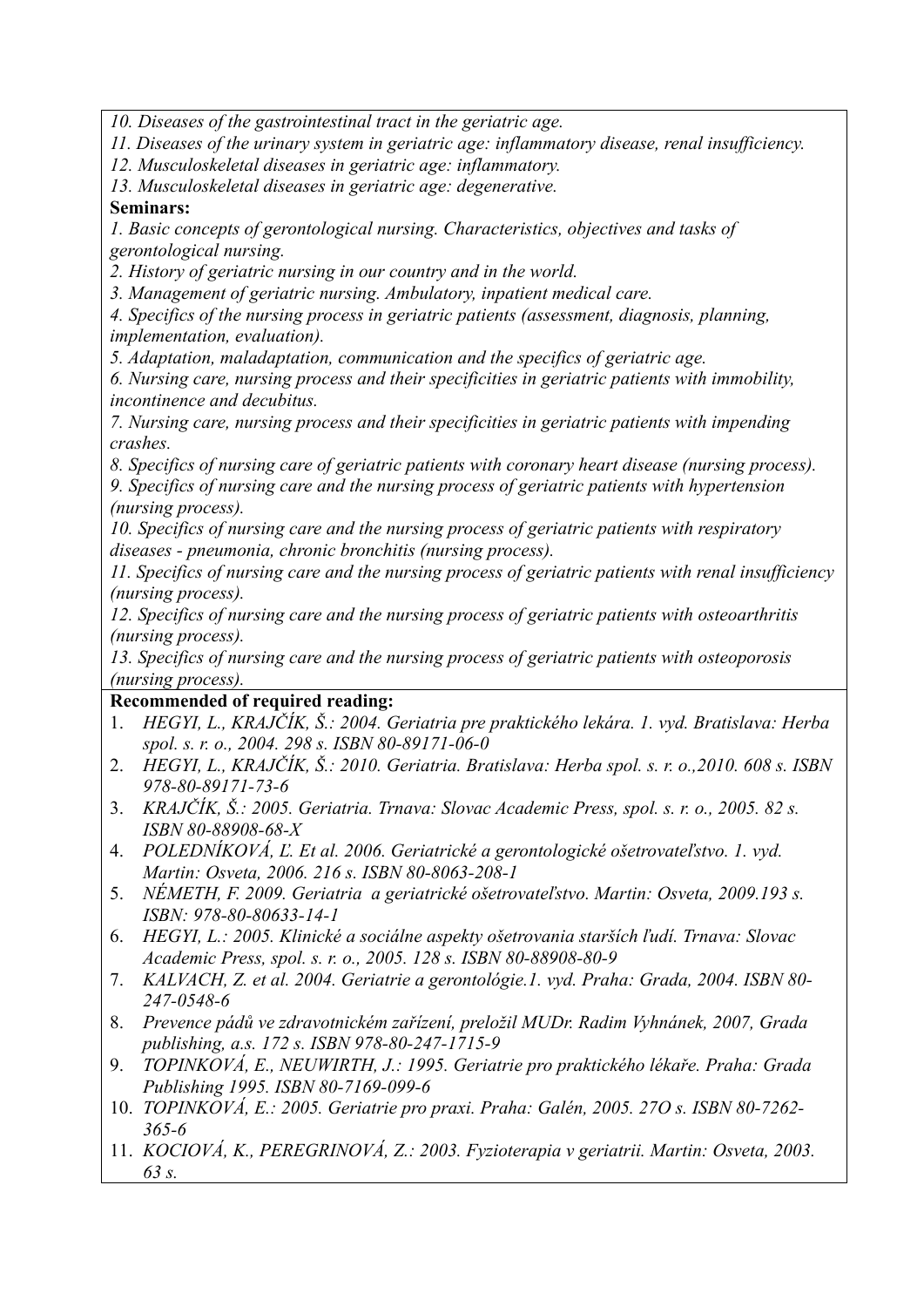*10. Diseases of the gastrointestinal tract in the geriatric age.*
*11. Diseases of the urinary system in geriatric age: inflammatory disease, renal insufficiency.*
*12. Musculoskeletal diseases in geriatric age: inflammatory.*
*13. Musculoskeletal diseases in geriatric age: degenerative.*

**Seminars:**

*1. Basic concepts of gerontological nursing. Characteristics, objectives and tasks of gerontological nursing.*
*2. History of geriatric nursing in our country and in the world.*
*3. Management of geriatric nursing. Ambulatory, inpatient medical care.*
*4. Specifics of the nursing process in geriatric patients (assessment, diagnosis, planning, implementation, evaluation).*
*5. Adaptation, maladaptation, communication and the specifics of geriatric age.*
*6. Nursing care, nursing process and their specificities in geriatric patients with immobility, incontinence and decubitus.*
*7. Nursing care, nursing process and their specificities in geriatric patients with impending crashes.*
*8. Specifics of nursing care of geriatric patients with coronary heart disease (nursing process).*
*9. Specifics of nursing care and the nursing process of geriatric patients with hypertension (nursing process).*
*10. Specifics of nursing care and the nursing process of geriatric patients with respiratory diseases - pneumonia, chronic bronchitis (nursing process).*
*11. Specifics of nursing care and the nursing process of geriatric patients with renal insufficiency (nursing process).*
*12. Specifics of nursing care and the nursing process of geriatric patients with osteoarthritis (nursing process).*
*13. Specifics of nursing care and the nursing process of geriatric patients with osteoporosis (nursing process).*

**Recommended of required reading:**

1. *HEGYI, L., KRAJČÍK, Š.: 2004. Geriatria pre praktického lekára. 1. vyd. Bratislava: Herba spol. s. r. o., 2004. 298 s. ISBN 80-89171-06-0*
2. *HEGYI, L., KRAJČÍK, Š.: 2010. Geriatria. Bratislava: Herba spol. s. r. o.,2010. 608 s. ISBN 978-80-89171-73-6*
3. *KRAJČÍK, Š.: 2005. Geriatria. Trnava: Slovac Academic Press, spol. s. r. o., 2005. 82 s. ISBN 80-88908-68-X*
4. *POLEDNÍKOVÁ, Ľ. Et al. 2006. Geriatrické a gerontologické ošetrovateľstvo. 1. vyd. Martin: Osveta, 2006. 216 s. ISBN 80-8063-208-1*
5. *NÉMETH, F. 2009. Geriatria a geriatrické ošetrovateľstvo. Martin: Osveta, 2009.193 s. ISBN: 978-80-80633-14-1*
6. *HEGYI, L.: 2005. Klinické a sociálne aspekty ošetrovania starších ľudí. Trnava: Slovac Academic Press, spol. s. r. o., 2005. 128 s. ISBN 80-88908-80-9*
7. *KALVACH, Z. et al. 2004. Geriatrie a gerontológie.1. vyd. Praha: Grada, 2004. ISBN 80-247-0548-6*
8. *Prevence pádů ve zdravotnickém zařízení, preložil MUDr. Radim Vyhnánek, 2007, Grada publishing, a.s. 172 s. ISBN 978-80-247-1715-9*
9. *TOPINKOVÁ, E., NEUWIRTH, J.: 1995. Geriatrie pro praktického lékaře. Praha: Grada Publishing 1995. ISBN 80-7169-099-6*
10. *TOPINKOVÁ, E.: 2005. Geriatrie pro praxi. Praha: Galén, 2005. 27O s. ISBN 80-7262-365-6*
11. *KOCIOVÁ, K., PEREGRINOVÁ, Z.: 2003. Fyzioterapia v geriatrii. Martin: Osveta, 2003. 63 s.*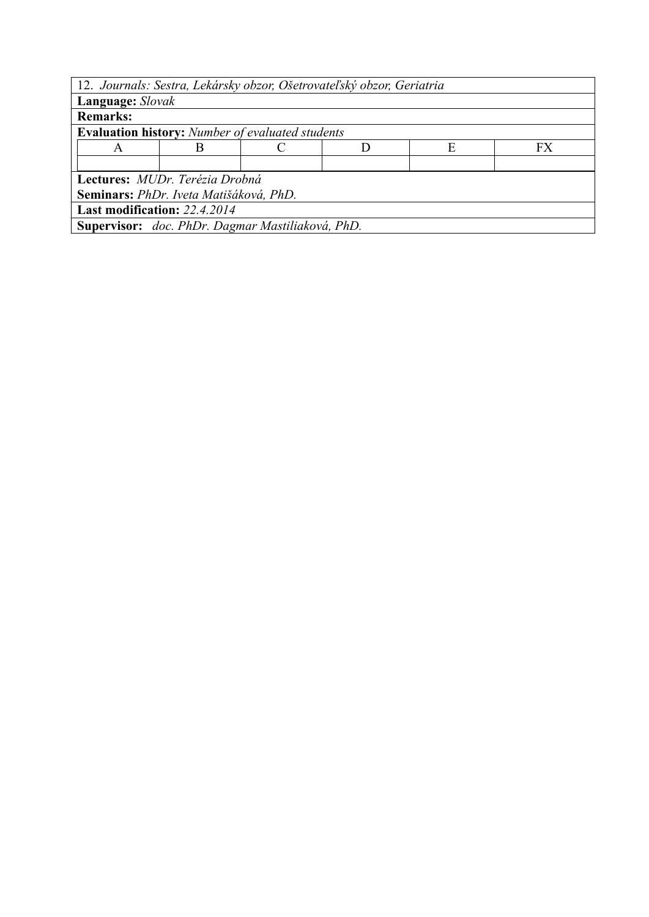12. *Journals: Sestra, Lekársky obzor, Ošetrovateľský obzor, Geriatria*

**Language:** *Slovak*

**Remarks:**

**Evaluation history:** *Number of evaluated students*

| A | B | C | D | E | FX |
|---|---|---|---|---|---|
| | | | | | |

**Lectures:** *MUDr. Terézia Drobná*

**Seminars:** *PhDr. Iveta Matišáková, PhD.*

**Last modification:** *22.4.2014*

**Supervisor:** *doc. PhDr. Dagmar Mastiliaková, PhD.*